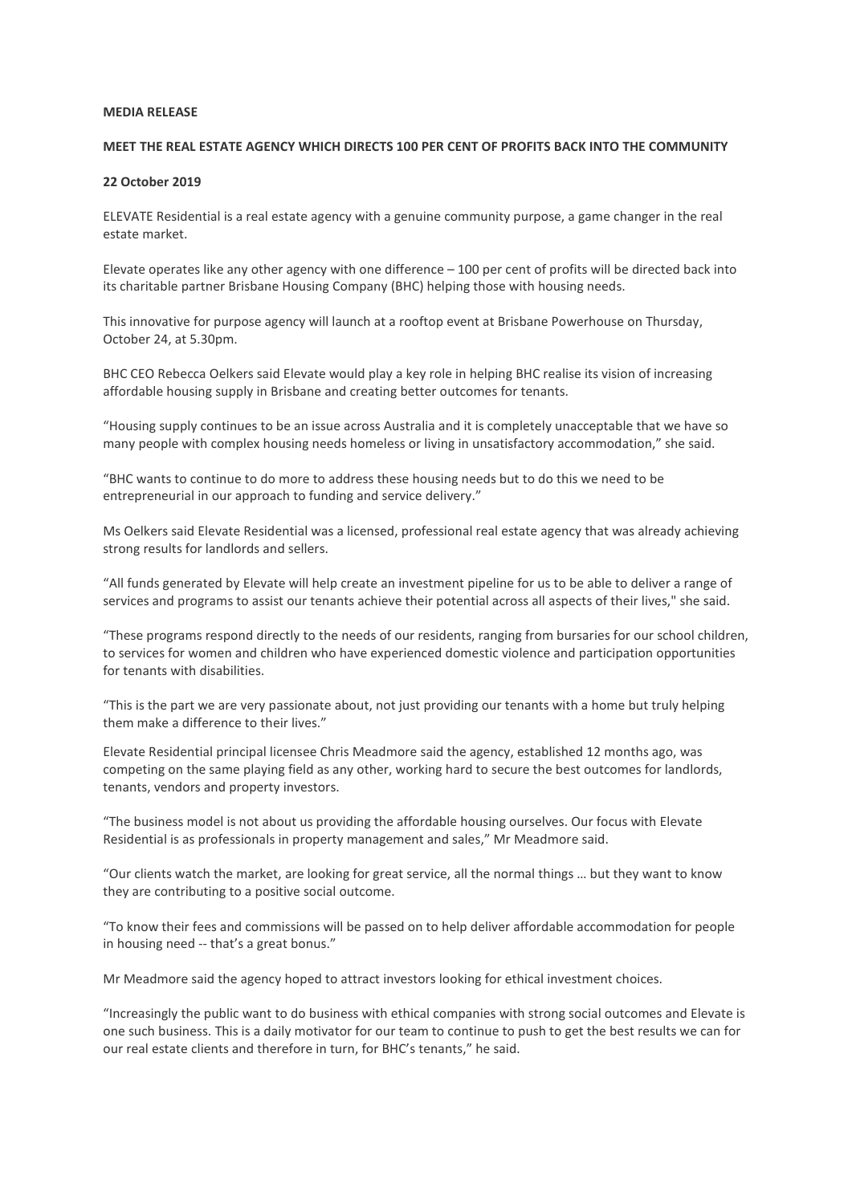**MEDIA RELEASE**

**MEET THE REAL ESTATE AGENCY WHICH DIRECTS 100 PER CENT OF PROFITS BACK INTO THE COMMUNITY**

**22 October 2019**

ELEVATE Residential is a real estate agency with a genuine community purpose, a game changer in the real estate market.

Elevate operates like any other agency with one difference – 100 per cent of profits will be directed back into its charitable partner Brisbane Housing Company (BHC) helping those with housing needs.

This innovative for purpose agency will launch at a rooftop event at Brisbane Powerhouse on Thursday, October 24, at 5.30pm.

BHC CEO Rebecca Oelkers said Elevate would play a key role in helping BHC realise its vision of increasing affordable housing supply in Brisbane and creating better outcomes for tenants.

"Housing supply continues to be an issue across Australia and it is completely unacceptable that we have so many people with complex housing needs homeless or living in unsatisfactory accommodation," she said.

"BHC wants to continue to do more to address these housing needs but to do this we need to be entrepreneurial in our approach to funding and service delivery."

Ms Oelkers said Elevate Residential was a licensed, professional real estate agency that was already achieving strong results for landlords and sellers.

"All funds generated by Elevate will help create an investment pipeline for us to be able to deliver a range of services and programs to assist our tenants achieve their potential across all aspects of their lives," she said.

"These programs respond directly to the needs of our residents, ranging from bursaries for our school children, to services for women and children who have experienced domestic violence and participation opportunities for tenants with disabilities.

"This is the part we are very passionate about, not just providing our tenants with a home but truly helping them make a difference to their lives."

Elevate Residential principal licensee Chris Meadmore said the agency, established 12 months ago, was competing on the same playing field as any other, working hard to secure the best outcomes for landlords, tenants, vendors and property investors.

"The business model is not about us providing the affordable housing ourselves. Our focus with Elevate Residential is as professionals in property management and sales," Mr Meadmore said.

"Our clients watch the market, are looking for great service, all the normal things … but they want to know they are contributing to a positive social outcome.

"To know their fees and commissions will be passed on to help deliver affordable accommodation for people in housing need -- that's a great bonus."

Mr Meadmore said the agency hoped to attract investors looking for ethical investment choices.

"Increasingly the public want to do business with ethical companies with strong social outcomes and Elevate is one such business. This is a daily motivator for our team to continue to push to get the best results we can for our real estate clients and therefore in turn, for BHC's tenants," he said.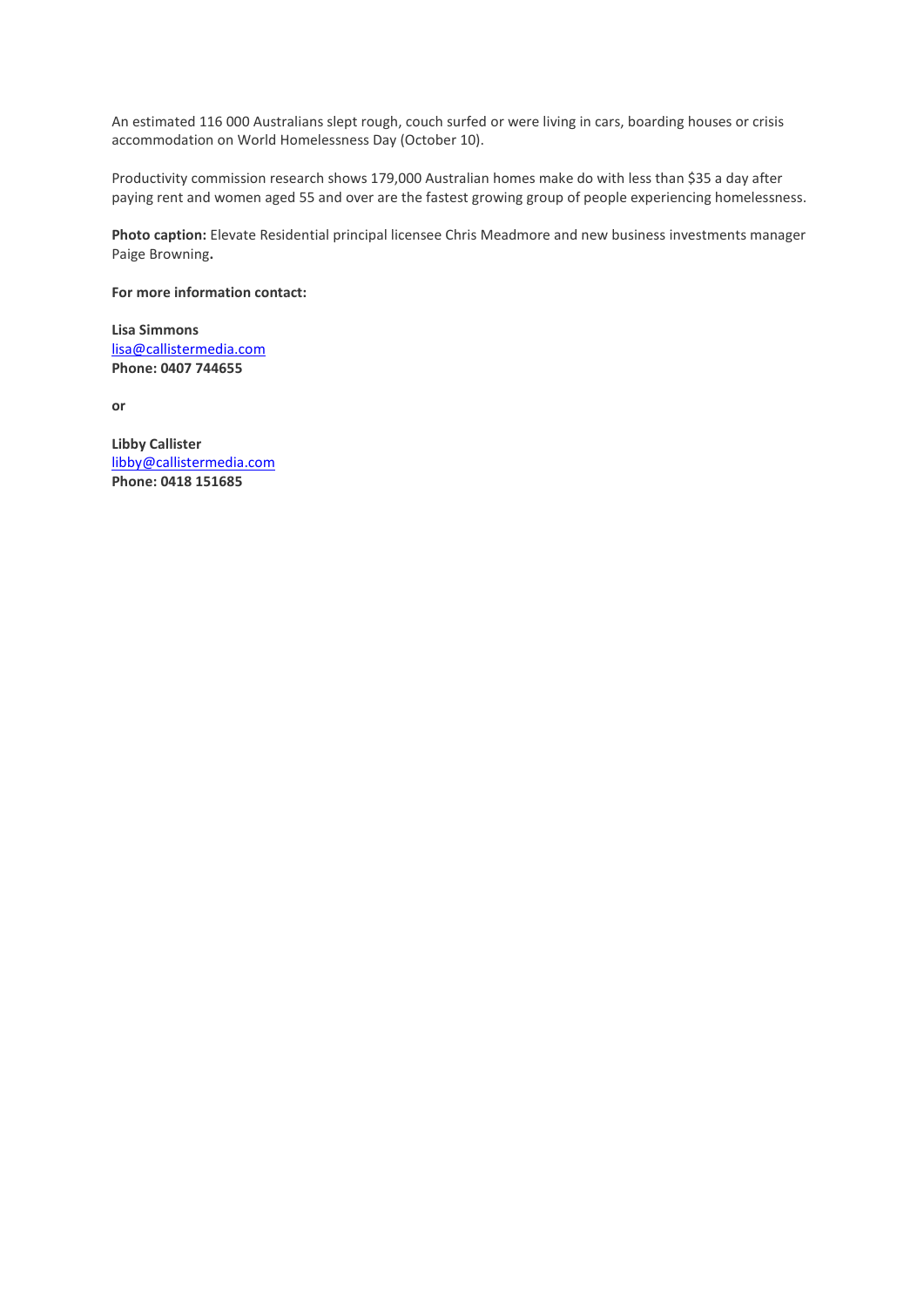An estimated 116 000 Australians slept rough, couch surfed or were living in cars, boarding houses or crisis accommodation on World Homelessness Day (October 10).

Productivity commission research shows 179,000 Australian homes make do with less than $35 a day after paying rent and women aged 55 and over are the fastest growing group of people experiencing homelessness.

**Photo caption:** Elevate Residential principal licensee Chris Meadmore and new business investments manager Paige Browning**.**

**For more information contact:**

**Lisa Simmons**
lisa@callistermedia.com
**Phone: 0407 744655**

**or**

**Libby Callister**
libby@callistermedia.com
**Phone: 0418 151685**